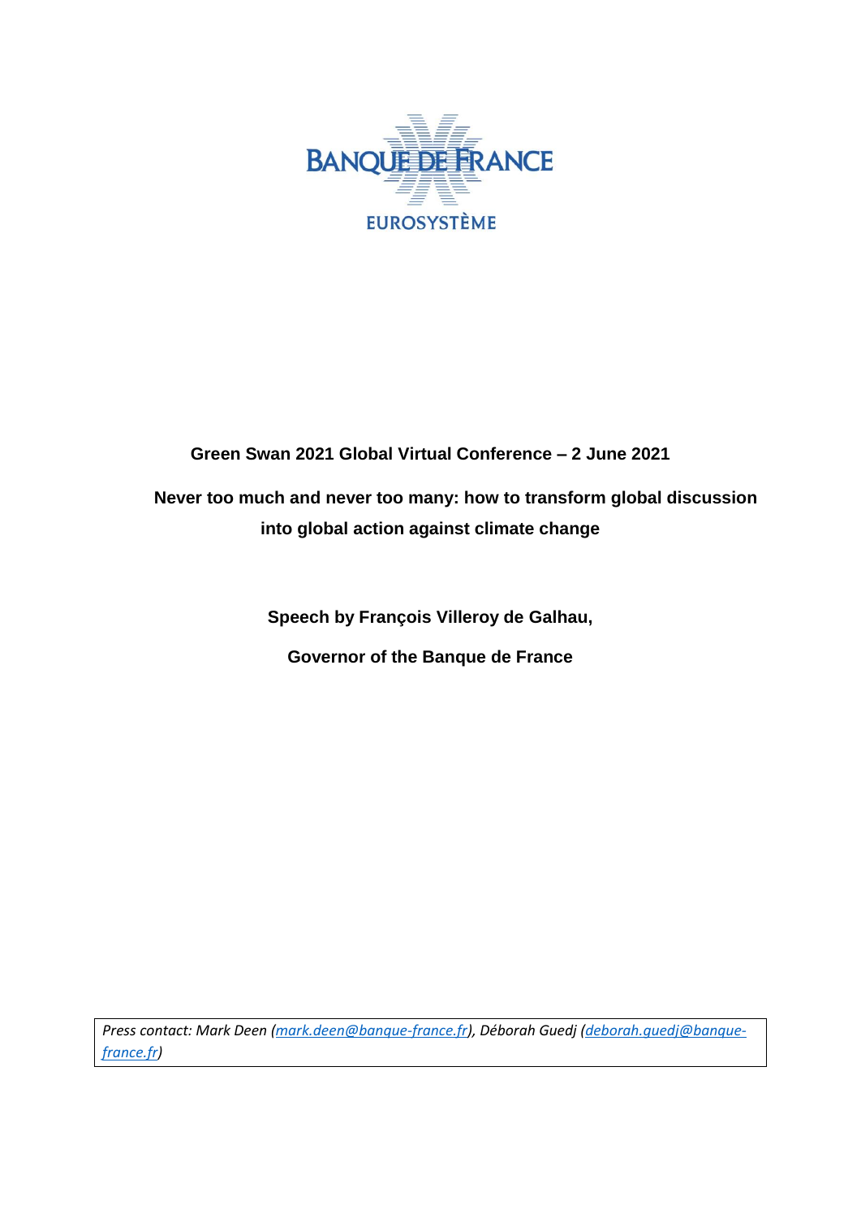BANQUE DE FRANCE

EUROSYSTÈME

**Green Swan 2021 Global Virtual Conference – 2 June 2021**

# Never too much and never too many: how to transform global discussion into global action against climate change

**Speech by François Villeroy de Galhau,**

**Governor of the Banque de France**

*Press contact: Mark Deen (mark.deen@banque-france.fr), Déborah Guedj (deborah.guedj@banque-france.fr)*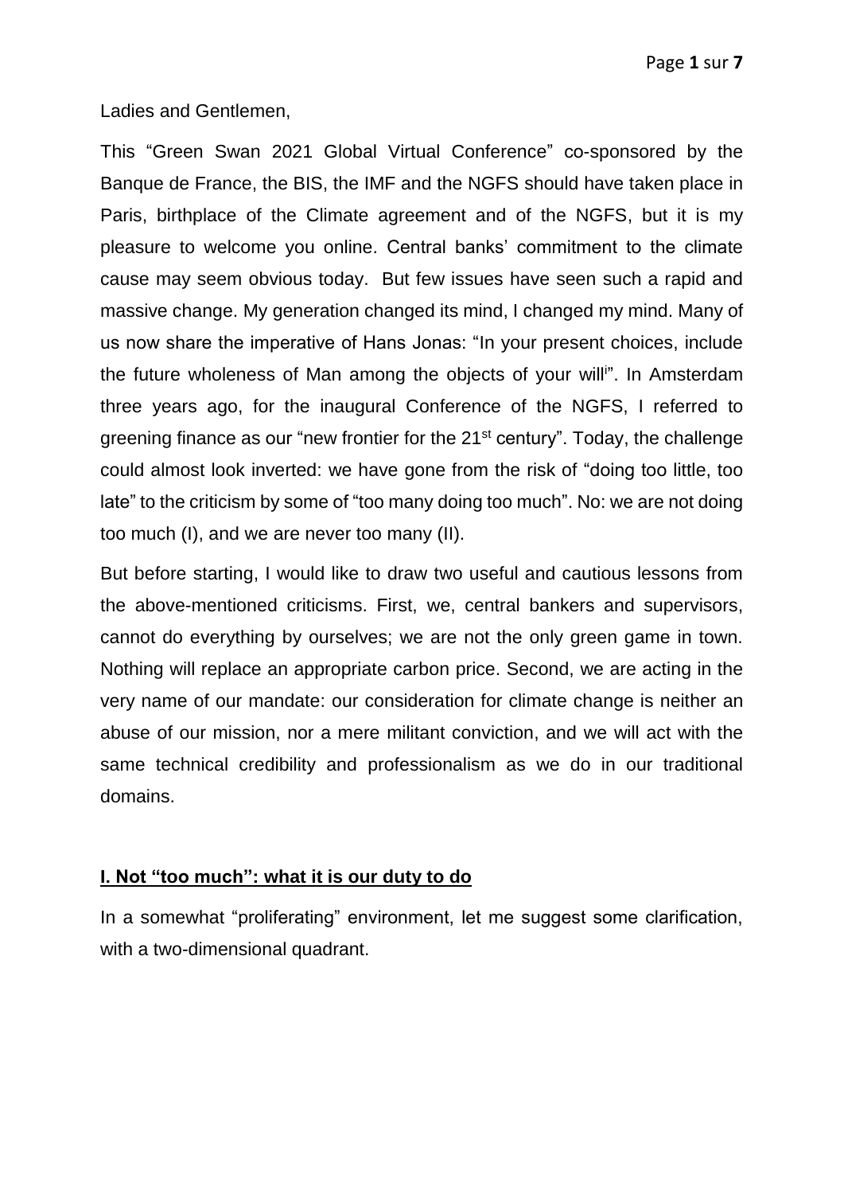Ladies and Gentlemen,

This "Green Swan 2021 Global Virtual Conference" co-sponsored by the Banque de France, the BIS, the IMF and the NGFS should have taken place in Paris, birthplace of the Climate agreement and of the NGFS, but it is my pleasure to welcome you online. Central banks' commitment to the climate cause may seem obvious today. But few issues have seen such a rapid and massive change. My generation changed its mind, I changed my mind. Many of us now share the imperative of Hans Jonas: "In your present choices, include the future wholeness of Man among the objects of your will[i]". In Amsterdam three years ago, for the inaugural Conference of the NGFS, I referred to greening finance as our "new frontier for the 21st century". Today, the challenge could almost look inverted: we have gone from the risk of "doing too little, too late" to the criticism by some of "too many doing too much". No: we are not doing too much (I), and we are never too many (II).

But before starting, I would like to draw two useful and cautious lessons from the above-mentioned criticisms. First, we, central bankers and supervisors, cannot do everything by ourselves; we are not the only green game in town. Nothing will replace an appropriate carbon price. Second, we are acting in the very name of our mandate: our consideration for climate change is neither an abuse of our mission, nor a mere militant conviction, and we will act with the same technical credibility and professionalism as we do in our traditional domains.

## I. Not "too much": what it is our duty to do

In a somewhat "proliferating" environment, let me suggest some clarification, with a two-dimensional quadrant.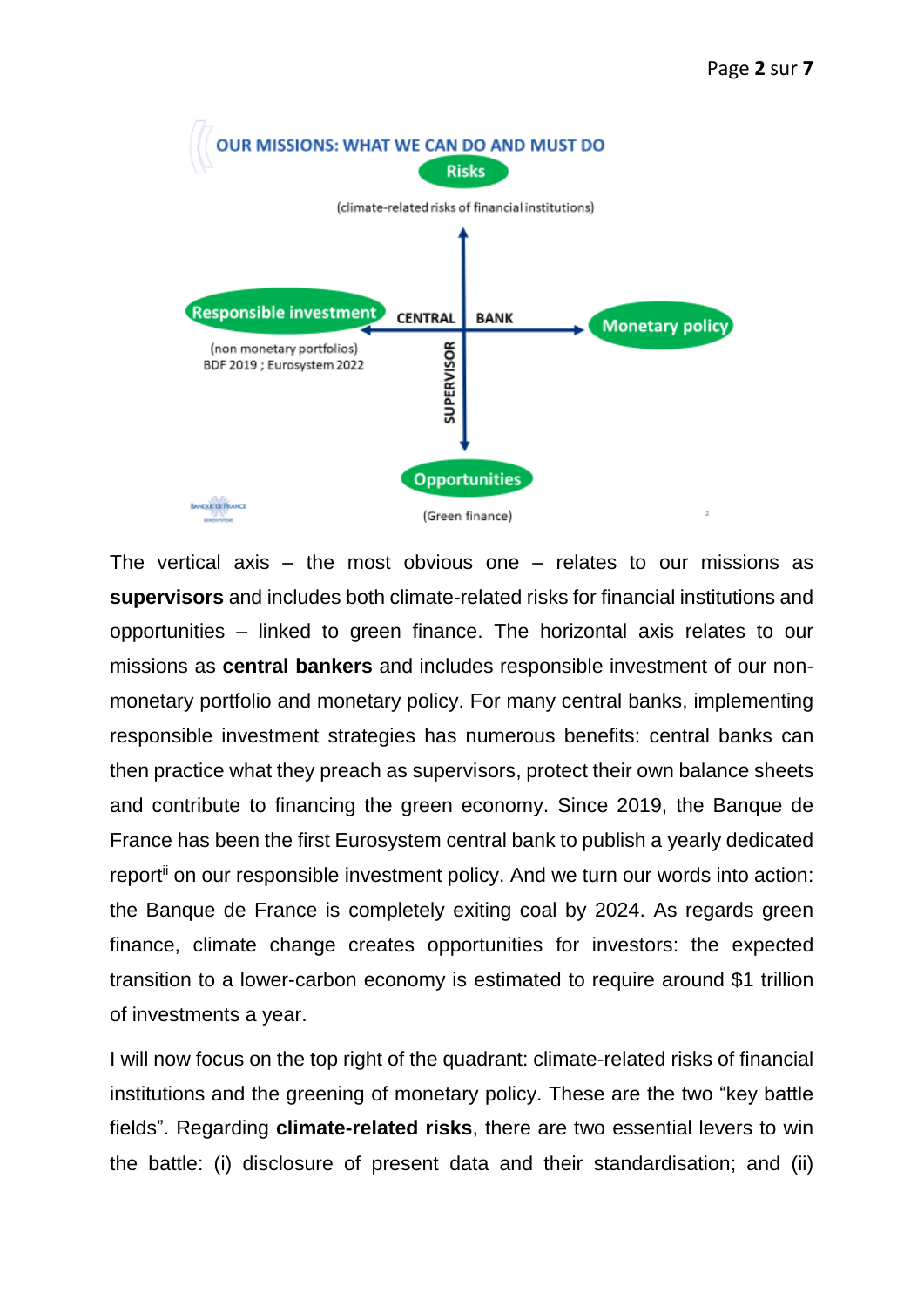OUR MISSIONS: WHAT WE CAN DO AND MUST DO

**Risks**

(climate-related risks of financial institutions)

**Responsible investment**

(non monetary portfolios)
BDF 2019 ; Eurosystem 2022

CENTRAL BANK

**Monetary policy**

SUPERVISOR

**Opportunities**

(Green finance)

The vertical axis – the most obvious one – relates to our missions as **supervisors** and includes both climate-related risks for financial institutions and opportunities – linked to green finance. The horizontal axis relates to our missions as **central bankers** and includes responsible investment of our non-monetary portfolio and monetary policy. For many central banks, implementing responsible investment strategies has numerous benefits: central banks can then practice what they preach as supervisors, protect their own balance sheets and contribute to financing the green economy. Since 2019, the Banque de France has been the first Eurosystem central bank to publish a yearly dedicated report[ii] on our responsible investment policy. And we turn our words into action: the Banque de France is completely exiting coal by 2024. As regards green finance, climate change creates opportunities for investors: the expected transition to a lower-carbon economy is estimated to require around $1 trillion of investments a year.

I will now focus on the top right of the quadrant: climate-related risks of financial institutions and the greening of monetary policy. These are the two "key battle fields". Regarding **climate-related risks**, there are two essential levers to win the battle: (i) disclosure of present data and their standardisation; and (ii)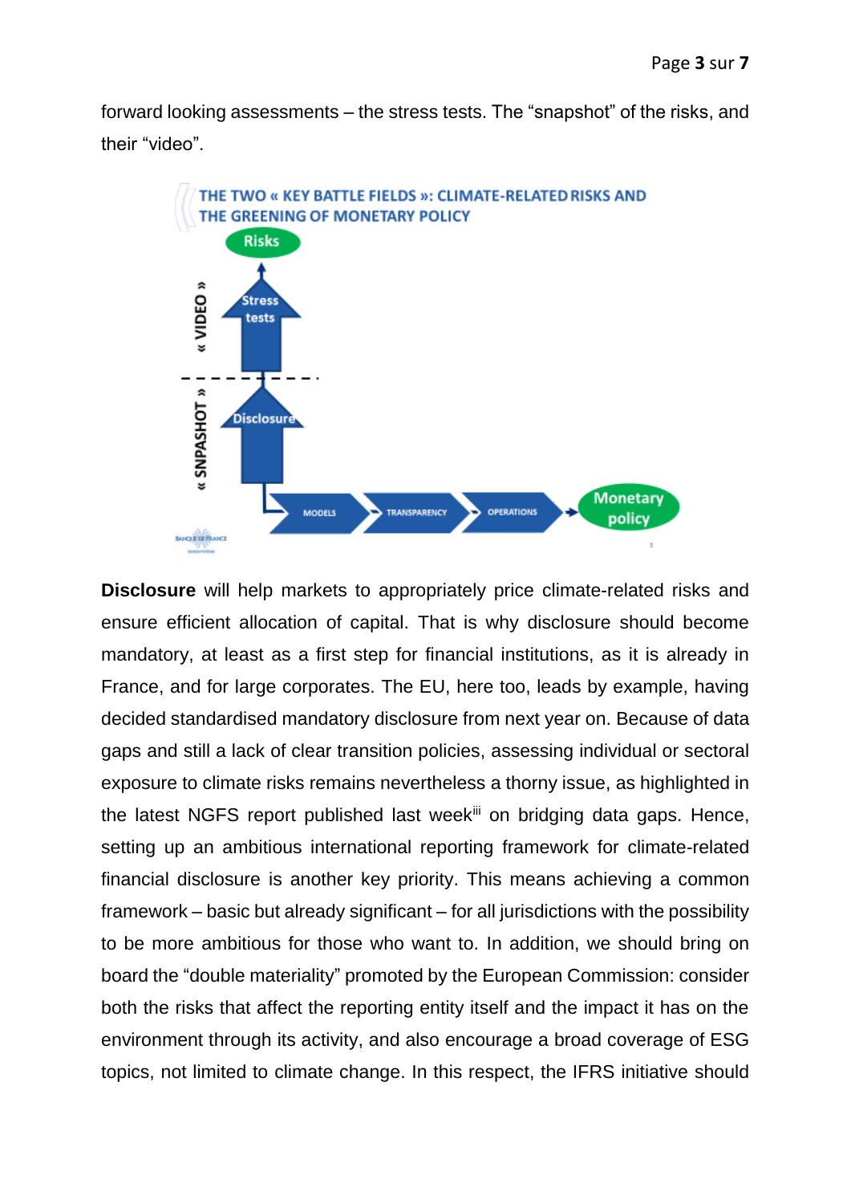forward looking assessments – the stress tests. The "snapshot" of the risks, and their "video".

**THE TWO « KEY BATTLE FIELDS »: CLIMATE-RELATED RISKS AND THE GREENING OF MONETARY POLICY**

**Disclosure** will help markets to appropriately price climate-related risks and ensure efficient allocation of capital. That is why disclosure should become mandatory, at least as a first step for financial institutions, as it is already in France, and for large corporates. The EU, here too, leads by example, having decided standardised mandatory disclosure from next year on. Because of data gaps and still a lack of clear transition policies, assessing individual or sectoral exposure to climate risks remains nevertheless a thorny issue, as highlighted in the latest NGFS report published last week[iii] on bridging data gaps. Hence, setting up an ambitious international reporting framework for climate-related financial disclosure is another key priority. This means achieving a common framework – basic but already significant – for all jurisdictions with the possibility to be more ambitious for those who want to. In addition, we should bring on board the "double materiality" promoted by the European Commission: consider both the risks that affect the reporting entity itself and the impact it has on the environment through its activity, and also encourage a broad coverage of ESG topics, not limited to climate change. In this respect, the IFRS initiative should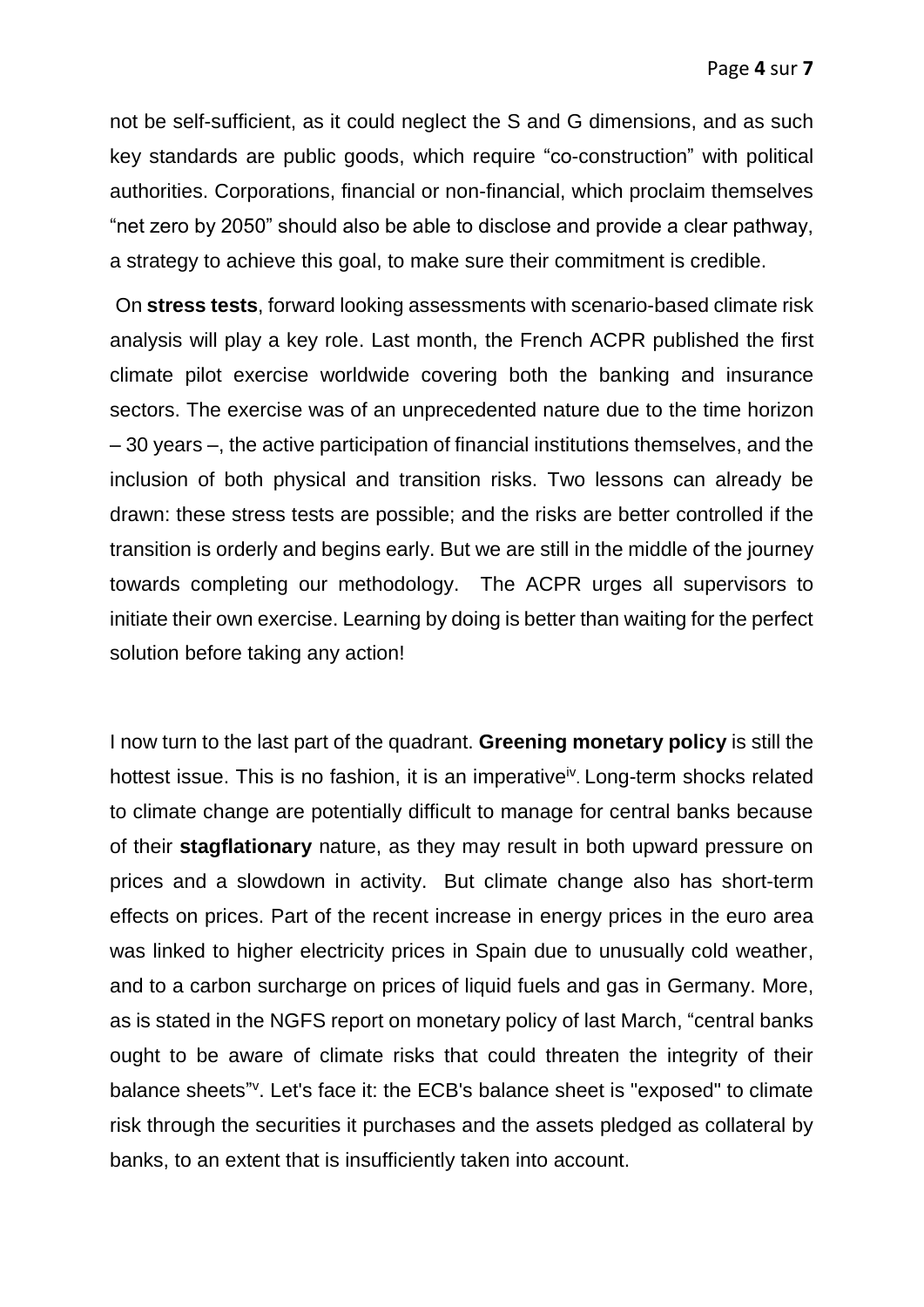not be self-sufficient, as it could neglect the S and G dimensions, and as such key standards are public goods, which require "co-construction" with political authorities. Corporations, financial or non-financial, which proclaim themselves "net zero by 2050" should also be able to disclose and provide a clear pathway, a strategy to achieve this goal, to make sure their commitment is credible.

On **stress tests**, forward looking assessments with scenario-based climate risk analysis will play a key role. Last month, the French ACPR published the first climate pilot exercise worldwide covering both the banking and insurance sectors. The exercise was of an unprecedented nature due to the time horizon – 30 years –, the active participation of financial institutions themselves, and the inclusion of both physical and transition risks. Two lessons can already be drawn: these stress tests are possible; and the risks are better controlled if the transition is orderly and begins early. But we are still in the middle of the journey towards completing our methodology. The ACPR urges all supervisors to initiate their own exercise. Learning by doing is better than waiting for the perfect solution before taking any action!

I now turn to the last part of the quadrant. **Greening monetary policy** is still the hottest issue. This is no fashion, it is an imperative[iv]. Long-term shocks related to climate change are potentially difficult to manage for central banks because of their **stagflationary** nature, as they may result in both upward pressure on prices and a slowdown in activity. But climate change also has short-term effects on prices. Part of the recent increase in energy prices in the euro area was linked to higher electricity prices in Spain due to unusually cold weather, and to a carbon surcharge on prices of liquid fuels and gas in Germany. More, as is stated in the NGFS report on monetary policy of last March, "central banks ought to be aware of climate risks that could threaten the integrity of their balance sheets"[v]. Let's face it: the ECB's balance sheet is "exposed" to climate risk through the securities it purchases and the assets pledged as collateral by banks, to an extent that is insufficiently taken into account.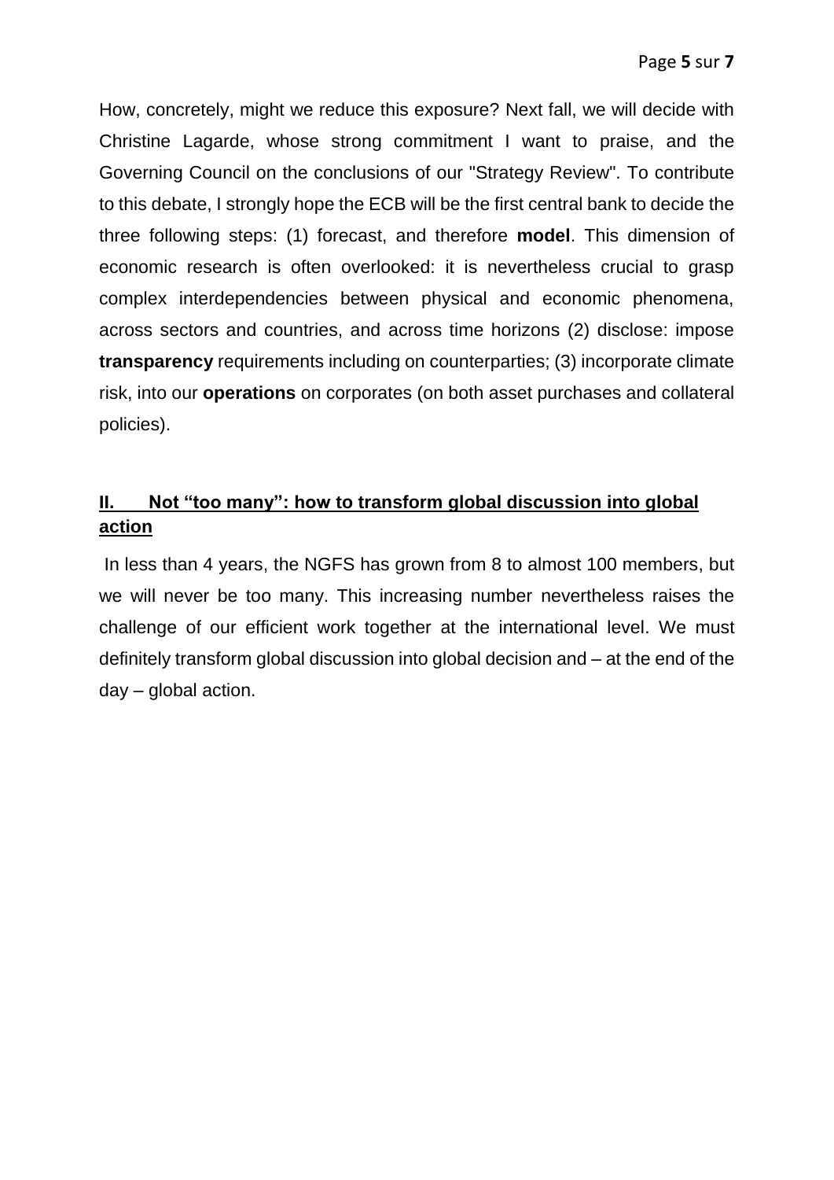How, concretely, might we reduce this exposure? Next fall, we will decide with Christine Lagarde, whose strong commitment I want to praise, and the Governing Council on the conclusions of our "Strategy Review". To contribute to this debate, I strongly hope the ECB will be the first central bank to decide the three following steps: (1) forecast, and therefore **model**. This dimension of economic research is often overlooked: it is nevertheless crucial to grasp complex interdependencies between physical and economic phenomena, across sectors and countries, and across time horizons (2) disclose: impose **transparency** requirements including on counterparties; (3) incorporate climate risk, into our **operations** on corporates (on both asset purchases and collateral policies).

## II. Not "too many": how to transform global discussion into global action

In less than 4 years, the NGFS has grown from 8 to almost 100 members, but we will never be too many. This increasing number nevertheless raises the challenge of our efficient work together at the international level. We must definitely transform global discussion into global decision and – at the end of the day – global action.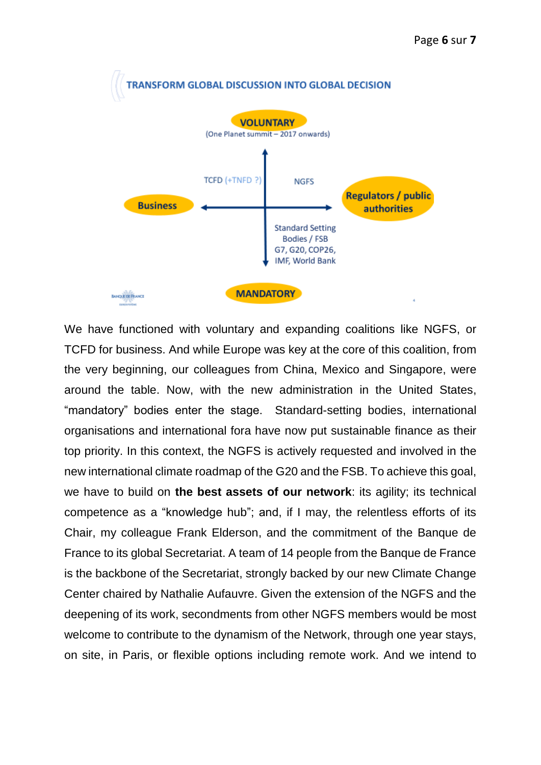**TRANSFORM GLOBAL DISCUSSION INTO GLOBAL DECISION**

**VOLUNTARY**
(One Planet summit – 2017 onwards)

TCFD (+TNFD ?)

NGFS

**Business**

**Regulators / public authorities**

Standard Setting Bodies / FSB
G7, G20, COP26,
IMF, World Bank

**MANDATORY**

We have functioned with voluntary and expanding coalitions like NGFS, or TCFD for business. And while Europe was key at the core of this coalition, from the very beginning, our colleagues from China, Mexico and Singapore, were around the table. Now, with the new administration in the United States, "mandatory" bodies enter the stage. Standard-setting bodies, international organisations and international fora have now put sustainable finance as their top priority. In this context, the NGFS is actively requested and involved in the new international climate roadmap of the G20 and the FSB. To achieve this goal, we have to build on **the best assets of our network**: its agility; its technical competence as a "knowledge hub"; and, if I may, the relentless efforts of its Chair, my colleague Frank Elderson, and the commitment of the Banque de France to its global Secretariat. A team of 14 people from the Banque de France is the backbone of the Secretariat, strongly backed by our new Climate Change Center chaired by Nathalie Aufauvre. Given the extension of the NGFS and the deepening of its work, secondments from other NGFS members would be most welcome to contribute to the dynamism of the Network, through one year stays, on site, in Paris, or flexible options including remote work. And we intend to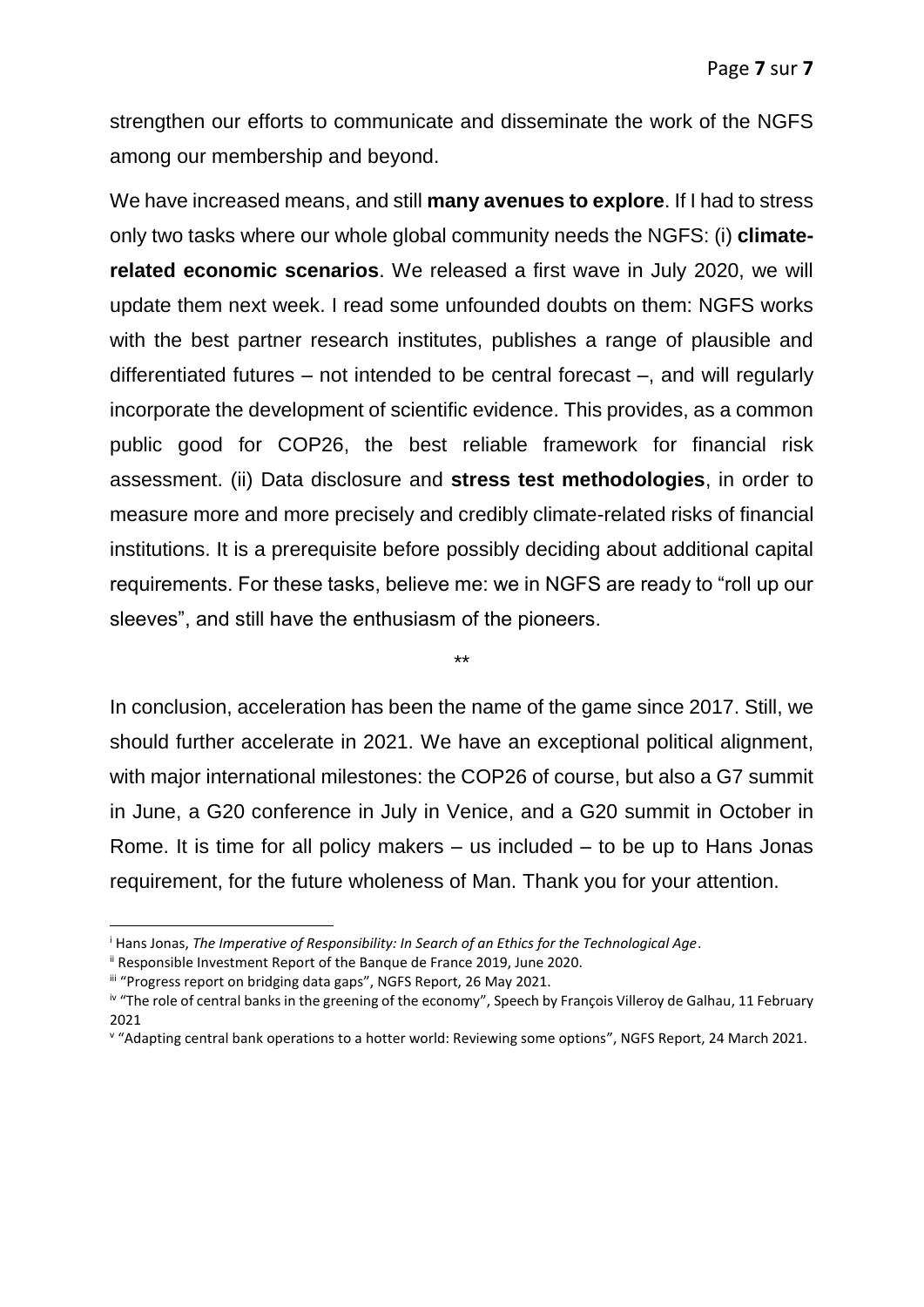strengthen our efforts to communicate and disseminate the work of the NGFS among our membership and beyond.

We have increased means, and still **many avenues to explore**. If I had to stress only two tasks where our whole global community needs the NGFS: (i) **climate-related economic scenarios**. We released a first wave in July 2020, we will update them next week. I read some unfounded doubts on them: NGFS works with the best partner research institutes, publishes a range of plausible and differentiated futures – not intended to be central forecast –, and will regularly incorporate the development of scientific evidence. This provides, as a common public good for COP26, the best reliable framework for financial risk assessment. (ii) Data disclosure and **stress test methodologies**, in order to measure more and more precisely and credibly climate-related risks of financial institutions. It is a prerequisite before possibly deciding about additional capital requirements. For these tasks, believe me: we in NGFS are ready to "roll up our sleeves", and still have the enthusiasm of the pioneers.

**

In conclusion, acceleration has been the name of the game since 2017. Still, we should further accelerate in 2021. We have an exceptional political alignment, with major international milestones: the COP26 of course, but also a G7 summit in June, a G20 conference in July in Venice, and a G20 summit in October in Rome. It is time for all policy makers – us included – to be up to Hans Jonas requirement, for the future wholeness of Man. Thank you for your attention.

---

[i] Hans Jonas, *The Imperative of Responsibility: In Search of an Ethics for the Technological Age*.

[ii] Responsible Investment Report of the Banque de France 2019, June 2020.

[iii] "Progress report on bridging data gaps", NGFS Report, 26 May 2021.

[iv] "The role of central banks in the greening of the economy", Speech by François Villeroy de Galhau, 11 February 2021

[v] "Adapting central bank operations to a hotter world: Reviewing some options", NGFS Report, 24 March 2021.